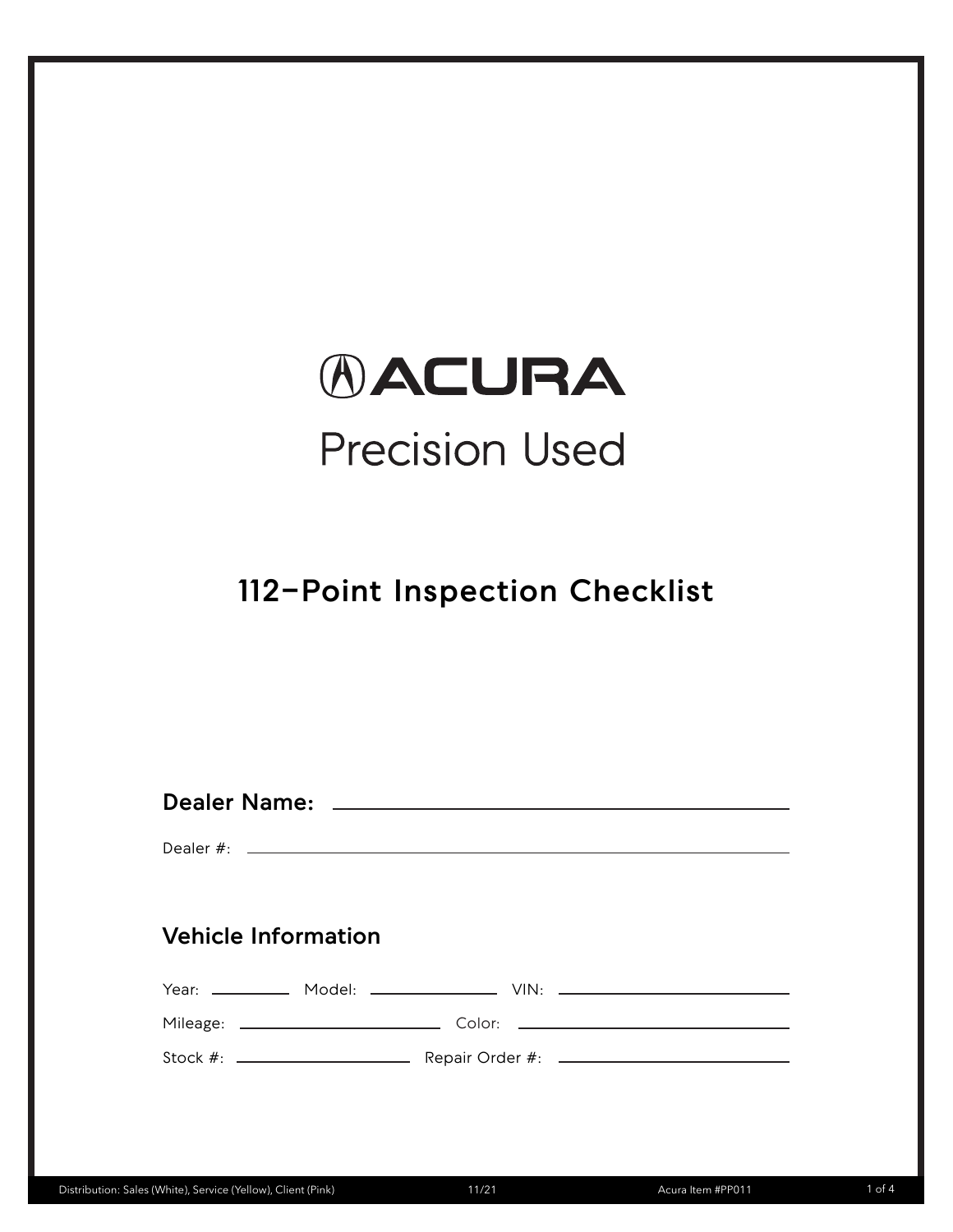# ACURA

## Precision Used

## 112-Point Inspection Checklist

**Dealer Name:** ______________________________

Dealer #: ______________________________

### Vehicle Information

Year: __________ Model: ______________ VIN: ______________________

Mileage: ______________________ Color: ______________________

Stock #: ____________________ Repair Order #: ______________________

Distribution: Sales (White), Service (Yellow), Client (Pink) 11/21 Acura Item #PP011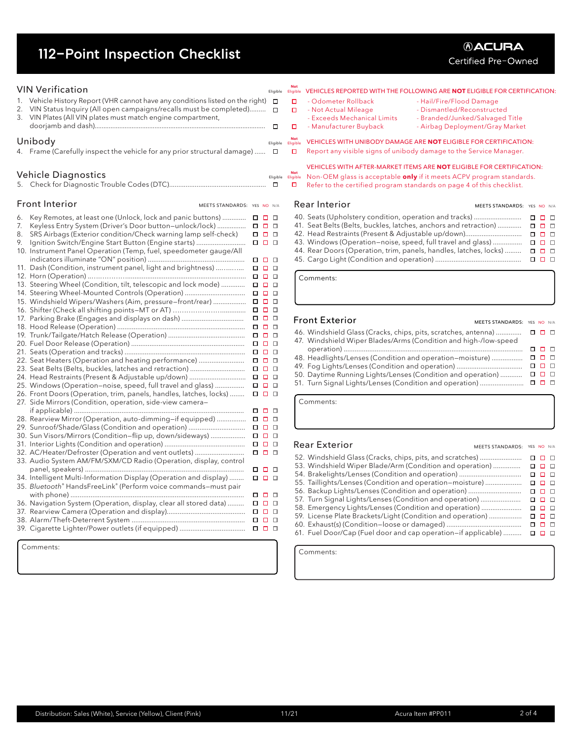# 112–Point Inspection Checklist

**ACURA** Certified Pre-Owned

## VIN Verification

| Item | Eligible | Not Eligible |
|---|---|---|
| 1. Vehicle History Report (VHR cannot have any conditions listed on the right) | ☐ | ☐ |
| 2. VIN Status Inquiry (All open campaigns/recalls must be completed) | ☐ | ☐ |
| 3. VIN Plates (All VIN plates must match engine compartment, doorjamb and dash) | ☐ | ☐ |

VEHICLES REPORTED WITH THE FOLLOWING ARE **NOT** ELIGIBLE FOR CERTIFICATION:

- Odometer Rollback
- Not Actual Mileage
- Exceeds Mechanical Limits
- Manufacturer Buyback
- Hail/Fire/Flood Damage
- Dismantled/Reconstructed
- Branded/Junked/Salvaged Title
- Airbag Deployment/Gray Market

## Unibody

| Item | Eligible | Not Eligible |
|---|---|---|
| 4. Frame (Carefully inspect the vehicle for any prior structural damage) | ☐ | ☐ |

VEHICLES WITH UNIBODY DAMAGE ARE **NOT** ELIGIBLE FOR CERTIFICATION:
Report any visible signs of unibody damage to the Service Manager.

## Vehicle Diagnostics

| Item | Eligible | Not Eligible |
|---|---|---|
| 5. Check for Diagnostic Trouble Codes (DTC) | ☐ | ☐ |

VEHICLES WITH AFTER-MARKET ITEMS ARE **NOT** ELIGIBLE FOR CERTIFICATION:
Non-OEM glass is acceptable **only** if it meets ACPV program standards.
Refer to the certified program standards on page 4 of this checklist.

## Front Interior

| Item | YES | NO | N/A |
|---|---|---|---|
| 6. Key Remotes, at least one (Unlock, lock and panic buttons) | ☐ | ☐ | ☐ |
| 7. Keyless Entry System (Driver's Door button–unlock/lock) | ☐ | ☐ | ☐ |
| 8. SRS Airbags (Exterior condition/Check warning lamp self-check) | ☐ | ☐ | ☐ |
| 9. Ignition Switch/Engine Start Button (Engine starts) | ☐ | ☐ | ☐ |
| 10. Instrument Panel Operation (Temp, fuel, speedometer gauge/All indicators illuminate "ON" position) | ☐ | ☐ | ☐ |
| 11. Dash (Condition, instrument panel, light and brightness) | ☐ | ☐ | ☐ |
| 12. Horn (Operation) | ☐ | ☐ | ☐ |
| 13. Steering Wheel (Condition, tilt, telescopic and lock mode) | ☐ | ☐ | ☐ |
| 14. Steering Wheel-Mounted Controls (Operation) | ☐ | ☐ | ☐ |
| 15. Windshield Wipers/Washers (Aim, pressure–front/rear) | ☐ | ☐ | ☐ |
| 16. Shifter (Check all shifting points–MT or AT) | ☐ | ☐ | ☐ |
| 17. Parking Brake (Engages and displays on dash) | ☐ | ☐ | ☐ |
| 18. Hood Release (Operation) | ☐ | ☐ | ☐ |
| 19. Trunk/Tailgate/Hatch Release (Operation) | ☐ | ☐ | ☐ |
| 20. Fuel Door Release (Operation) | ☐ | ☐ | ☐ |
| 21. Seats (Operation and tracks) | ☐ | ☐ | ☐ |
| 22. Seat Heaters (Operation and heating performance) | ☐ | ☐ | ☐ |
| 23. Seat Belts (Belts, buckles, latches and retraction) | ☐ | ☐ | ☐ |
| 24. Head Restraints (Present & Adjustable up/down) | ☐ | ☐ | ☐ |
| 25. Windows (Operation–noise, speed, full travel and glass) | ☐ | ☐ | ☐ |
| 26. Front Doors (Operation, trim, panels, handles, latches, locks) | ☐ | ☐ | ☐ |
| 27. Side Mirrors (Condition, operation, side-view camera–if applicable) | ☐ | ☐ | ☐ |
| 28. Rearview Mirror (Operation, auto-dimming–if equipped) | ☐ | ☐ | ☐ |
| 29. Sunroof/Shade/Glass (Condition and operation) | ☐ | ☐ | ☐ |
| 30. Sun Visors/Mirrors (Condition–flip up, down/sideways) | ☐ | ☐ | ☐ |
| 31. Interior Lights (Condition and operation) | ☐ | ☐ | ☐ |
| 32. AC/Heater/Defroster (Operation and vent outlets) | ☐ | ☐ | ☐ |
| 33. Audio System AM/FM/SXM/CD Radio (Operation, display, control panel, speakers) | ☐ | ☐ | ☐ |
| 34. Intelligent Multi-Information Display (Operation and display) | ☐ | ☐ | ☐ |
| 35. *Bluetooth*® HandsFreeLink® (Perform voice commands–must pair with phone) | ☐ | ☐ | ☐ |
| 36. Navigation System (Operation, display, clear all stored data) | ☐ | ☐ | ☐ |
| 37. Rearview Camera (Operation and display) | ☐ | ☐ | ☐ |
| 38. Alarm/Theft-Deterrent System | ☐ | ☐ | ☐ |
| 39. Cigarette Lighter/Power outlets (if equipped) | ☐ | ☐ | ☐ |

Comments:

## Rear Interior

| Item | YES | NO | N/A |
|---|---|---|---|
| 40. Seats (Upholstery condition, operation and tracks) | ☐ | ☐ | ☐ |
| 41. Seat Belts (Belts, buckles, latches, anchors and retraction) | ☐ | ☐ | ☐ |
| 42. Head Restraints (Present & Adjustable up/down) | ☐ | ☐ | ☐ |
| 43. Windows (Operation–noise, speed, full travel and glass) | ☐ | ☐ | ☐ |
| 44. Rear Doors (Operation, trim, panels, handles, latches, locks) | ☐ | ☐ | ☐ |
| 45. Cargo Light (Condition and operation) | ☐ | ☐ | ☐ |

Comments:

## Front Exterior

| Item | YES | NO | N/A |
|---|---|---|---|
| 46. Windshield Glass (Cracks, chips, pits, scratches, antenna) | ☐ | ☐ | ☐ |
| 47. Windshield Wiper Blades/Arms (Condition and high-/low-speed operation) | ☐ | ☐ | ☐ |
| 48. Headlights/Lenses (Condition and operation–moisture) | ☐ | ☐ | ☐ |
| 49. Fog Lights/Lenses (Condition and operation) | ☐ | ☐ | ☐ |
| 50. Daytime Running Lights/Lenses (Condition and operation) | ☐ | ☐ | ☐ |
| 51. Turn Signal Lights/Lenses (Condition and operation) | ☐ | ☐ | ☐ |

Comments:

## Rear Exterior

| Item | YES | NO | N/A |
|---|---|---|---|
| 52. Windshield Glass (Cracks, chips, pits, and scratches) | ☐ | ☐ | ☐ |
| 53. Windshield Wiper Blade/Arm (Condition and operation) | ☐ | ☐ | ☐ |
| 54. Brakelights/Lenses (Condition and operation) | ☐ | ☐ | ☐ |
| 55. Taillights/Lenses (Condition and operation–moisture) | ☐ | ☐ | ☐ |
| 56. Backup Lights/Lenses (Condition and operation) | ☐ | ☐ | ☐ |
| 57. Turn Signal Lights/Lenses (Condition and operation) | ☐ | ☐ | ☐ |
| 58. Emergency Lights/Lenses (Condition and operation) | ☐ | ☐ | ☐ |
| 59. License Plate Brackets/Light (Condition and operation) | ☐ | ☐ | ☐ |
| 60. Exhaust(s) (Condition–loose or damaged) | ☐ | ☐ | ☐ |
| 61. Fuel Door/Cap (Fuel door and cap operation–if applicable) | ☐ | ☐ | ☐ |

Comments:

Distribution: Sales (White), Service (Yellow), Client (Pink) 11/21 Acura Item #PP011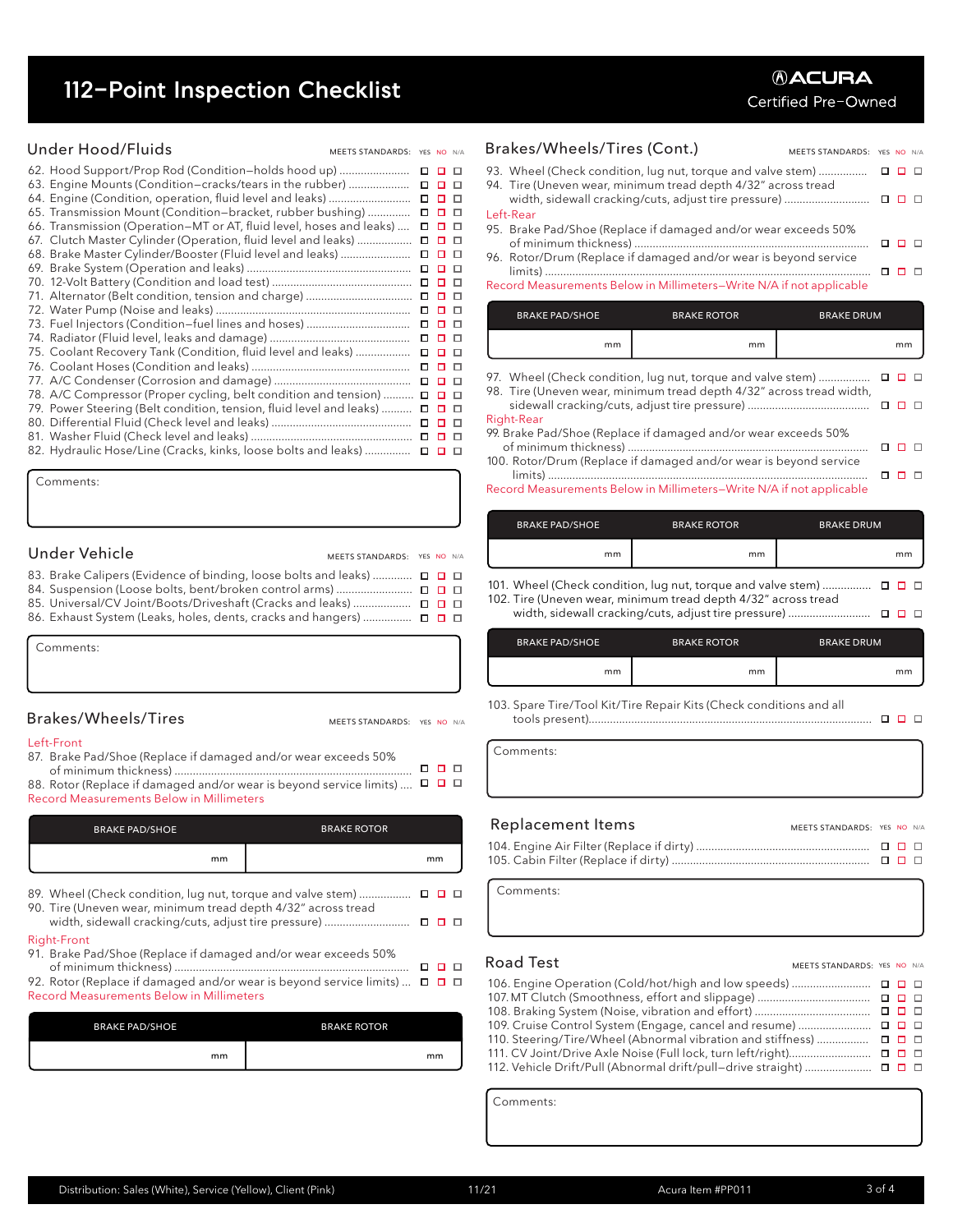# 112-Point Inspection Checklist

**ACURA** Certified Pre-Owned

## Under Hood/Fluids

| | MEETS STANDARDS: YES | NO | N/A |
|---|---|---|---|
| 62. Hood Support/Prop Rod (Condition–holds hood up) | ☐ | ☐ | ☐ |
| 63. Engine Mounts (Condition–cracks/tears in the rubber) | ☐ | ☐ | ☐ |
| 64. Engine (Condition, operation, fluid level and leaks) | ☐ | ☐ | ☐ |
| 65. Transmission Mount (Condition–bracket, rubber bushing) | ☐ | ☐ | ☐ |
| 66. Transmission (Operation–MT or AT, fluid level, hoses and leaks) | ☐ | ☐ | ☐ |
| 67. Clutch Master Cylinder (Operation, fluid level and leaks) | ☐ | ☐ | ☐ |
| 68. Brake Master Cylinder/Booster (Fluid level and leaks) | ☐ | ☐ | ☐ |
| 69. Brake System (Operation and leaks) | ☐ | ☐ | ☐ |
| 70. 12-Volt Battery (Condition and load test) | ☐ | ☐ | ☐ |
| 71. Alternator (Belt condition, tension and charge) | ☐ | ☐ | ☐ |
| 72. Water Pump (Noise and leaks) | ☐ | ☐ | ☐ |
| 73. Fuel Injectors (Condition–fuel lines and hoses) | ☐ | ☐ | ☐ |
| 74. Radiator (Fluid level, leaks and damage) | ☐ | ☐ | ☐ |
| 75. Coolant Recovery Tank (Condition, fluid level and leaks) | ☐ | ☐ | ☐ |
| 76. Coolant Hoses (Condition and leaks) | ☐ | ☐ | ☐ |
| 77. A/C Condenser (Corrosion and damage) | ☐ | ☐ | ☐ |
| 78. A/C Compressor (Proper cycling, belt condition and tension) | ☐ | ☐ | ☐ |
| 79. Power Steering (Belt condition, tension, fluid level and leaks) | ☐ | ☐ | ☐ |
| 80. Differential Fluid (Check level and leaks) | ☐ | ☐ | ☐ |
| 81. Washer Fluid (Check level and leaks) | ☐ | ☐ | ☐ |
| 82. Hydraulic Hose/Line (Cracks, kinks, loose bolts and leaks) | ☐ | ☐ | ☐ |

Comments:

## Under Vehicle

| | MEETS STANDARDS: YES | NO | N/A |
|---|---|---|---|
| 83. Brake Calipers (Evidence of binding, loose bolts and leaks) | ☐ | ☐ | ☐ |
| 84. Suspension (Loose bolts, bent/broken control arms) | ☐ | ☐ | ☐ |
| 85. Universal/CV Joint/Boots/Driveshaft (Cracks and leaks) | ☐ | ☐ | ☐ |
| 86. Exhaust System (Leaks, holes, dents, cracks and hangers) | ☐ | ☐ | ☐ |

Comments:

## Brakes/Wheels/Tires

| | MEETS STANDARDS: YES | NO | N/A |
|---|---|---|---|
| **Left-Front** | | | |
| 87. Brake Pad/Shoe (Replace if damaged and/or wear exceeds 50% of minimum thickness) | ☐ | ☐ | ☐ |
| 88. Rotor (Replace if damaged and/or wear is beyond service limits) | ☐ | ☐ | ☐ |

Record Measurements Below in Millimeters

| BRAKE PAD/SHOE | BRAKE ROTOR |
|---|---|
| mm | mm |

| | YES | NO | N/A |
|---|---|---|---|
| 89. Wheel (Check condition, lug nut, torque and valve stem) | ☐ | ☐ | ☐ |
| 90. Tire (Uneven wear, minimum tread depth 4/32" across tread width, sidewall cracking/cuts, adjust tire pressure) | ☐ | ☐ | ☐ |
| **Right-Front** | | | |
| 91. Brake Pad/Shoe (Replace if damaged and/or wear exceeds 50% of minimum thickness) | ☐ | ☐ | ☐ |
| 92. Rotor (Replace if damaged and/or wear is beyond service limits) | ☐ | ☐ | ☐ |

Record Measurements Below in Millimeters

| BRAKE PAD/SHOE | BRAKE ROTOR |
|---|---|
| mm | mm |

## Brakes/Wheels/Tires (Cont.)

| | MEETS STANDARDS: YES | NO | N/A |
|---|---|---|---|
| 93. Wheel (Check condition, lug nut, torque and valve stem) | ☐ | ☐ | ☐ |
| 94. Tire (Uneven wear, minimum tread depth 4/32" across tread width, sidewall cracking/cuts, adjust tire pressure) | ☐ | ☐ | ☐ |
| **Left-Rear** | | | |
| 95. Brake Pad/Shoe (Replace if damaged and/or wear exceeds 50% of minimum thickness) | ☐ | ☐ | ☐ |
| 96. Rotor/Drum (Replace if damaged and/or wear is beyond service limits) | ☐ | ☐ | ☐ |

Record Measurements Below in Millimeters–Write N/A if not applicable

| BRAKE PAD/SHOE | BRAKE ROTOR | BRAKE DRUM |
|---|---|---|
| mm | mm | mm |

| | YES | NO | N/A |
|---|---|---|---|
| 97. Wheel (Check condition, lug nut, torque and valve stem) | ☐ | ☐ | ☐ |
| 98. Tire (Uneven wear, minimum tread depth 4/32" across tread width, sidewall cracking/cuts, adjust tire pressure) | ☐ | ☐ | ☐ |
| **Right-Rear** | | | |
| 99. Brake Pad/Shoe (Replace if damaged and/or wear exceeds 50% of minimum thickness) | ☐ | ☐ | ☐ |
| 100. Rotor/Drum (Replace if damaged and/or wear is beyond service limits) | ☐ | ☐ | ☐ |

Record Measurements Below in Millimeters–Write N/A if not applicable

| BRAKE PAD/SHOE | BRAKE ROTOR | BRAKE DRUM |
|---|---|---|
| mm | mm | mm |

| | YES | NO | N/A |
|---|---|---|---|
| 101. Wheel (Check condition, lug nut, torque and valve stem) | ☐ | ☐ | ☐ |
| 102. Tire (Uneven wear, minimum tread depth 4/32" across tread width, sidewall cracking/cuts, adjust tire pressure) | ☐ | ☐ | ☐ |

| BRAKE PAD/SHOE | BRAKE ROTOR | BRAKE DRUM |
|---|---|---|
| mm | mm | mm |

| | YES | NO | N/A |
|---|---|---|---|
| 103. Spare Tire/Tool Kit/Tire Repair Kits (Check conditions and all tools present) | ☐ | ☐ | ☐ |

Comments:

## Replacement Items

| | MEETS STANDARDS: YES | NO | N/A |
|---|---|---|---|
| 104. Engine Air Filter (Replace if dirty) | ☐ | ☐ | ☐ |
| 105. Cabin Filter (Replace if dirty) | ☐ | ☐ | ☐ |

Comments:

## Road Test

| | MEETS STANDARDS: YES | NO | N/A |
|---|---|---|---|
| 106. Engine Operation (Cold/hot/high and low speeds) | ☐ | ☐ | ☐ |
| 107. MT Clutch (Smoothness, effort and slippage) | ☐ | ☐ | ☐ |
| 108. Braking System (Noise, vibration and effort) | ☐ | ☐ | ☐ |
| 109. Cruise Control System (Engage, cancel and resume) | ☐ | ☐ | ☐ |
| 110. Steering/Tire/Wheel (Abnormal vibration and stiffness) | ☐ | ☐ | ☐ |
| 111. CV Joint/Drive Axle Noise (Full lock, turn left/right) | ☐ | ☐ | ☐ |
| 112. Vehicle Drift/Pull (Abnormal drift/pull–drive straight) | ☐ | ☐ | ☐ |

Comments:

Distribution: Sales (White), Service (Yellow), Client (Pink) 11/21 Acura Item #PP011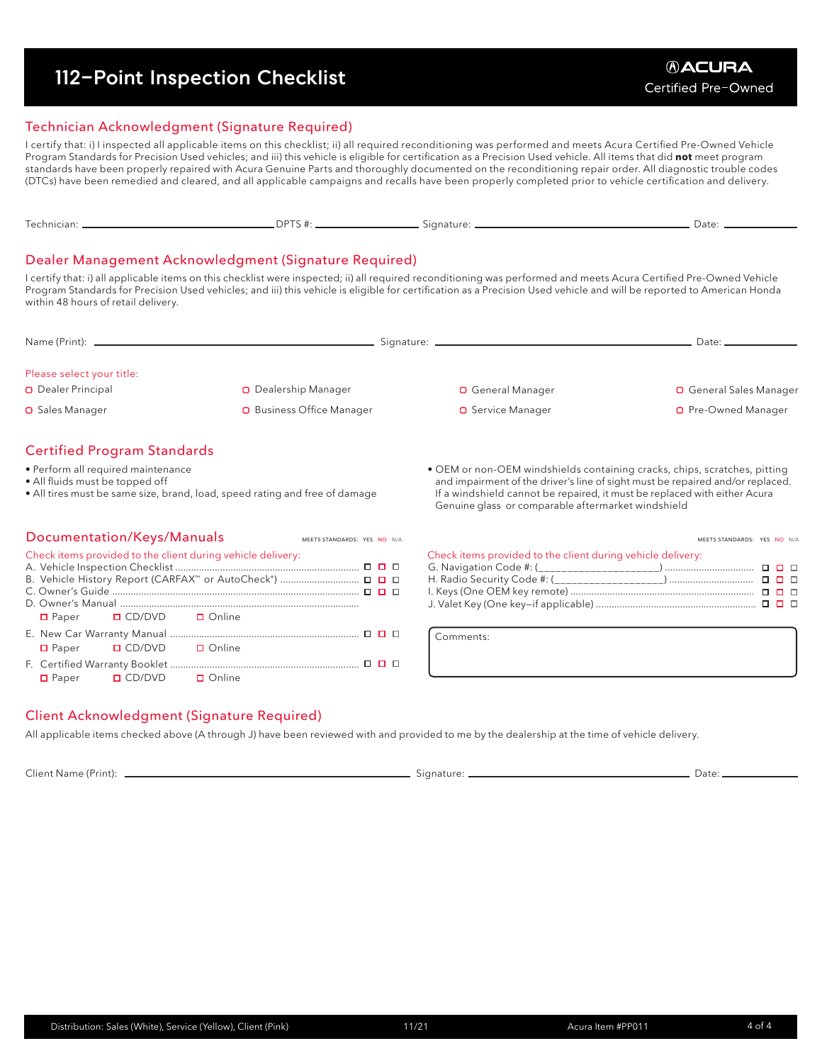# 112–Point Inspection Checklist

**ACURA**
Certified Pre–Owned

## Technician Acknowledgment (Signature Required)

I certify that: i) I inspected all applicable items on this checklist; ii) all required reconditioning was performed and meets Acura Certified Pre-Owned Vehicle Program Standards for Precision Used vehicles; and iii) this vehicle is eligible for certification as a Precision Used vehicle. All items that did **not** meet program standards have been properly repaired with Acura Genuine Parts and thoroughly documented on the reconditioning repair order. All diagnostic trouble codes (DTCs) have been remedied and cleared, and all applicable campaigns and recalls have been properly completed prior to vehicle certification and delivery.

Technician: ______________________ DPTS #: ______________ Signature: ______________________ Date: __________

## Dealer Management Acknowledgment (Signature Required)

I certify that: i) all applicable items on this checklist were inspected; ii) all required reconditioning was performed and meets Acura Certified Pre-Owned Vehicle Program Standards for Precision Used vehicles; and iii) this vehicle is eligible for certification as a Precision Used vehicle and will be reported to American Honda within 48 hours of retail delivery.

Name (Print): ______________________ Signature: ______________________ Date: __________

Please select your title:

- ☐ Dealer Principal
- ☐ Dealership Manager
- ☐ General Manager
- ☐ General Sales Manager
- ☐ Sales Manager
- ☐ Business Office Manager
- ☐ Service Manager
- ☐ Pre-Owned Manager

## Certified Program Standards

- Perform all required maintenance
- All fluids must be topped off
- All tires must be same size, brand, load, speed rating and free of damage
- OEM or non-OEM windshields containing cracks, chips, scratches, pitting and impairment of the driver's line of sight must be repaired and/or replaced. If a windshield cannot be repaired, it must be replaced with either Acura Genuine glass or comparable aftermarket windshield

## Documentation/Keys/Manuals

Check items provided to the client during vehicle delivery:

| MEETS STANDARDS: | YES | NO | N/A |
|---|---|---|---|
| A. Vehicle Inspection Checklist | ☐ | ☐ | ☐ |
| B. Vehicle History Report (CARFAX™ or AutoCheck®) | ☐ | ☐ | ☐ |
| C. Owner's Guide | ☐ | ☐ | ☐ |
| D. Owner's Manual — ☐ Paper ☐ CD/DVD ☐ Online | | | |
| E. New Car Warranty Manual — ☐ Paper ☐ CD/DVD ☐ Online | ☐ | ☐ | ☐ |
| F. Certified Warranty Booklet — ☐ Paper ☐ CD/DVD ☐ Online | ☐ | ☐ | ☐ |

Check items provided to the client during vehicle delivery:

| MEETS STANDARDS: | YES | NO | N/A |
|---|---|---|---|
| G. Navigation Code #: (____________________) | ☐ | ☐ | ☐ |
| H. Radio Security Code #: (__________________) | ☐ | ☐ | ☐ |
| I. Keys (One OEM key remote) | ☐ | ☐ | ☐ |
| J. Valet Key (One key–if applicable) | ☐ | ☐ | ☐ |

Comments:

## Client Acknowledgment (Signature Required)

All applicable items checked above (A through J) have been reviewed with and provided to me by the dealership at the time of vehicle delivery.

Client Name (Print): ______________________ Signature: ______________________ Date: __________

Distribution: Sales (White), Service (Yellow), Client (Pink) 11/21 Acura Item #PP011